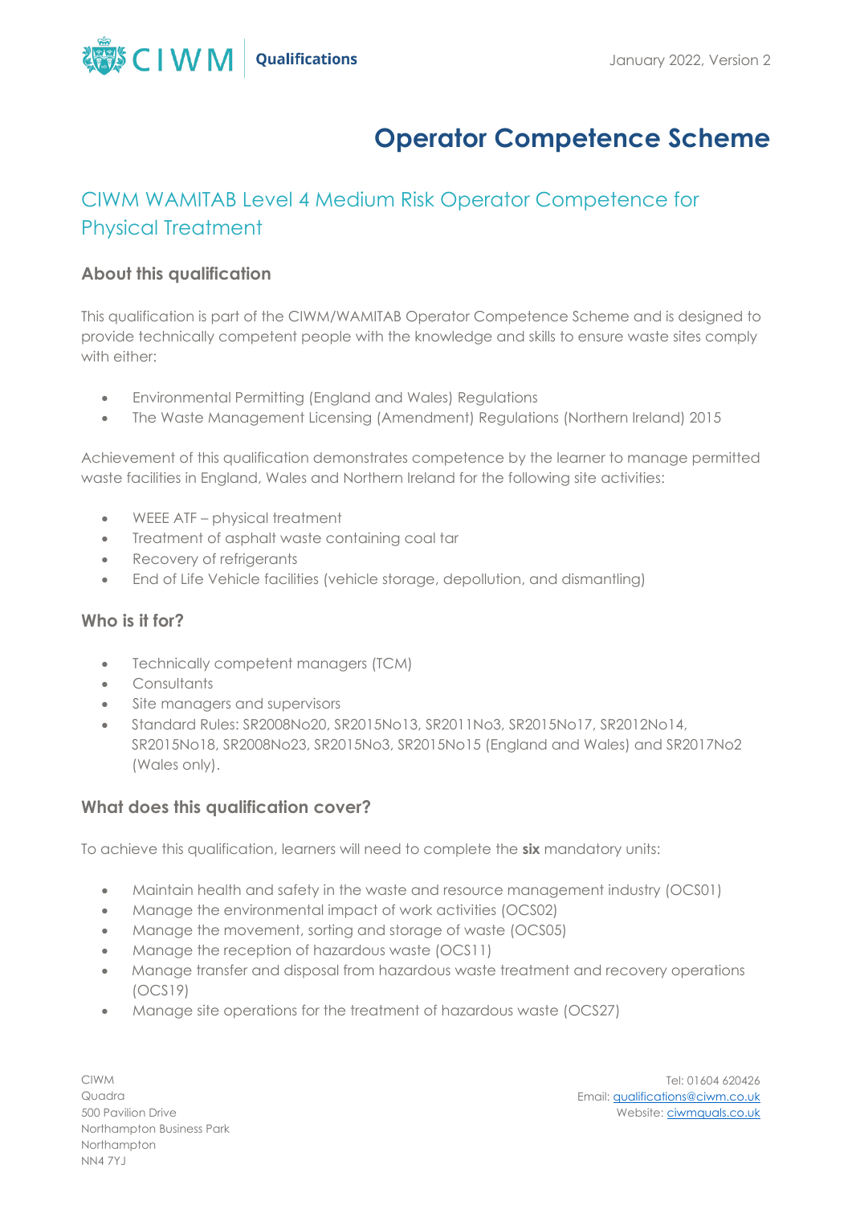# Operator Competence Scheme

## CIWM WAMITAB Level 4 Medium Risk Operator Competence for Physical Treatment

### About this qualification

This qualification is part of the CIWM/WAMITAB Operator Competence Scheme and is designed to provide technically competent people with the knowledge and skills to ensure waste sites comply with either:

- Environmental Permitting (England and Wales) Regulations
- The Waste Management Licensing (Amendment) Regulations (Northern Ireland) 2015

Achievement of this qualification demonstrates competence by the learner to manage permitted waste facilities in England, Wales and Northern Ireland for the following site activities:

- WEEE ATF – physical treatment
- Treatment of asphalt waste containing coal tar
- Recovery of refrigerants
- End of Life Vehicle facilities (vehicle storage, depollution, and dismantling)

### Who is it for?

- Technically competent managers (TCM)
- Consultants
- Site managers and supervisors
- Standard Rules: SR2008No20, SR2015No13, SR2011No3, SR2015No17, SR2012No14, SR2015No18, SR2008No23, SR2015No3, SR2015No15 (England and Wales) and SR2017No2 (Wales only).

### What does this qualification cover?

To achieve this qualification, learners will need to complete the **six** mandatory units:

- Maintain health and safety in the waste and resource management industry (OCS01)
- Manage the environmental impact of work activities (OCS02)
- Manage the movement, sorting and storage of waste (OCS05)
- Manage the reception of hazardous waste (OCS11)
- Manage transfer and disposal from hazardous waste treatment and recovery operations (OCS19)
- Manage site operations for the treatment of hazardous waste (OCS27)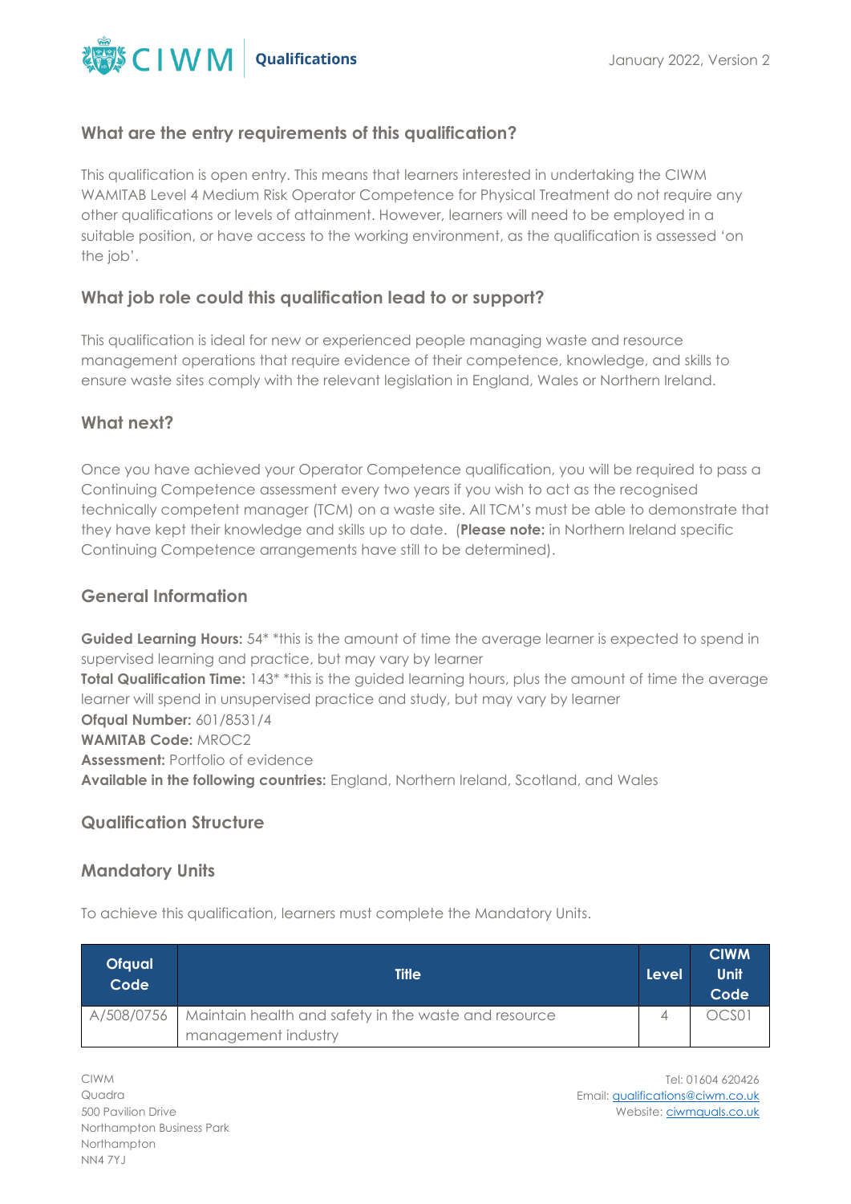## What are the entry requirements of this qualification?

This qualification is open entry. This means that learners interested in undertaking the CIWM WAMITAB Level 4 Medium Risk Operator Competence for Physical Treatment do not require any other qualifications or levels of attainment. However, learners will need to be employed in a suitable position, or have access to the working environment, as the qualification is assessed 'on the job'.

## What job role could this qualification lead to or support?

This qualification is ideal for new or experienced people managing waste and resource management operations that require evidence of their competence, knowledge, and skills to ensure waste sites comply with the relevant legislation in England, Wales or Northern Ireland.

## What next?

Once you have achieved your Operator Competence qualification, you will be required to pass a Continuing Competence assessment every two years if you wish to act as the recognised technically competent manager (TCM) on a waste site. All TCM's must be able to demonstrate that they have kept their knowledge and skills up to date. (**Please note:** in Northern Ireland specific Continuing Competence arrangements have still to be determined).

## General Information

**Guided Learning Hours:** 54* *this is the amount of time the average learner is expected to spend in supervised learning and practice, but may vary by learner
**Total Qualification Time:** 143* *this is the guided learning hours, plus the amount of time the average learner will spend in unsupervised practice and study, but may vary by learner
**Ofqual Number:** 601/8531/4
**WAMITAB Code:** MROC2
**Assessment:** Portfolio of evidence
**Available in the following countries:** England, Northern Ireland, Scotland, and Wales

## Qualification Structure

## Mandatory Units

To achieve this qualification, learners must complete the Mandatory Units.

| Ofqual Code | Title | Level | CIWM Unit Code |
|---|---|---|---|
| A/508/0756 | Maintain health and safety in the waste and resource management industry | 4 | OCS01 |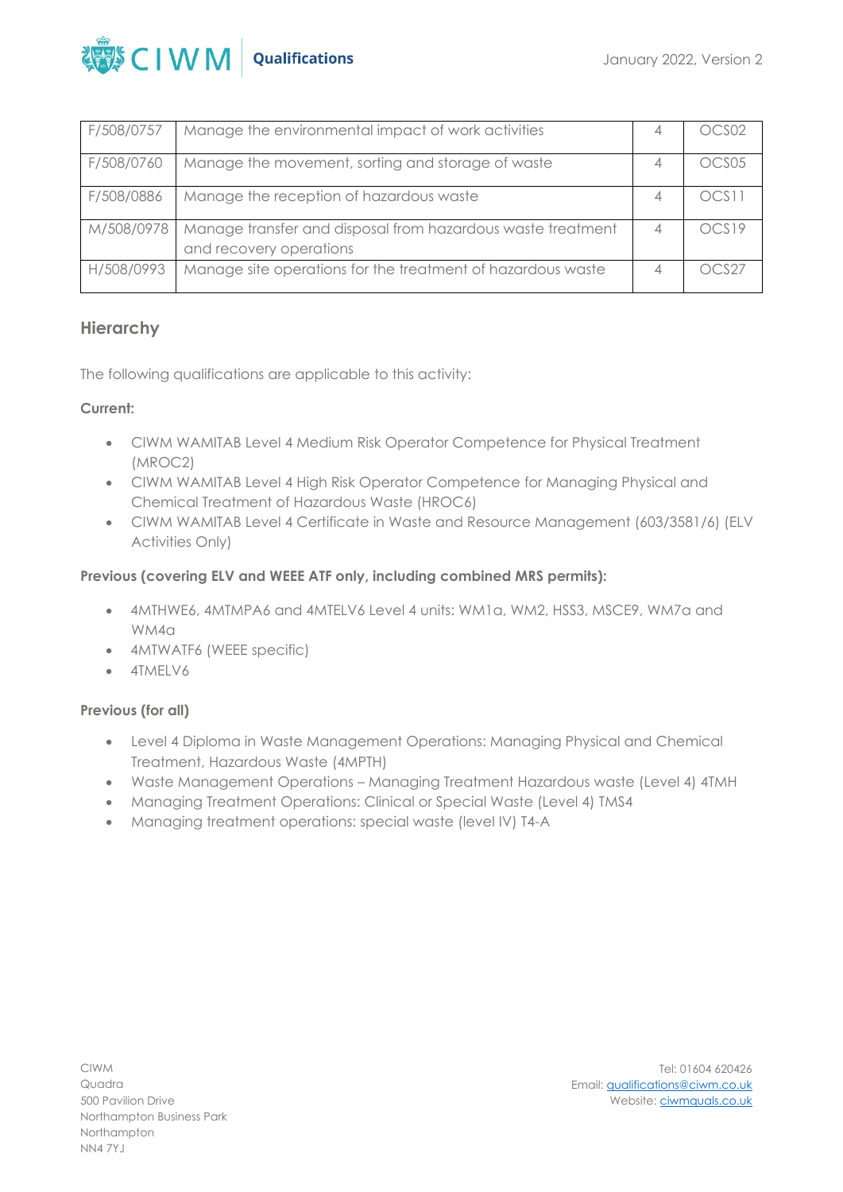| | | | |
|---|---|---|---|
| F/508/0757 | Manage the environmental impact of work activities | 4 | OCS02 |
| F/508/0760 | Manage the movement, sorting and storage of waste | 4 | OCS05 |
| F/508/0886 | Manage the reception of hazardous waste | 4 | OCS11 |
| M/508/0978 | Manage transfer and disposal from hazardous waste treatment and recovery operations | 4 | OCS19 |
| H/508/0993 | Manage site operations for the treatment of hazardous waste | 4 | OCS27 |

## Hierarchy

The following qualifications are applicable to this activity:

**Current:**

- CIWM WAMITAB Level 4 Medium Risk Operator Competence for Physical Treatment (MROC2)
- CIWM WAMITAB Level 4 High Risk Operator Competence for Managing Physical and Chemical Treatment of Hazardous Waste (HROC6)
- CIWM WAMITAB Level 4 Certificate in Waste and Resource Management (603/3581/6) (ELV Activities Only)

**Previous (covering ELV and WEEE ATF only, including combined MRS permits):**

- 4MTHWE6, 4MTMPA6 and 4MTELV6 Level 4 units: WM1a, WM2, HSS3, MSCE9, WM7a and WM4a
- 4MTWATF6 (WEEE specific)
- 4TMELV6

**Previous (for all)**

- Level 4 Diploma in Waste Management Operations: Managing Physical and Chemical Treatment, Hazardous Waste (4MPTH)
- Waste Management Operations – Managing Treatment Hazardous waste (Level 4) 4TMH
- Managing Treatment Operations: Clinical or Special Waste (Level 4) TMS4
- Managing treatment operations: special waste (level IV) T4-A